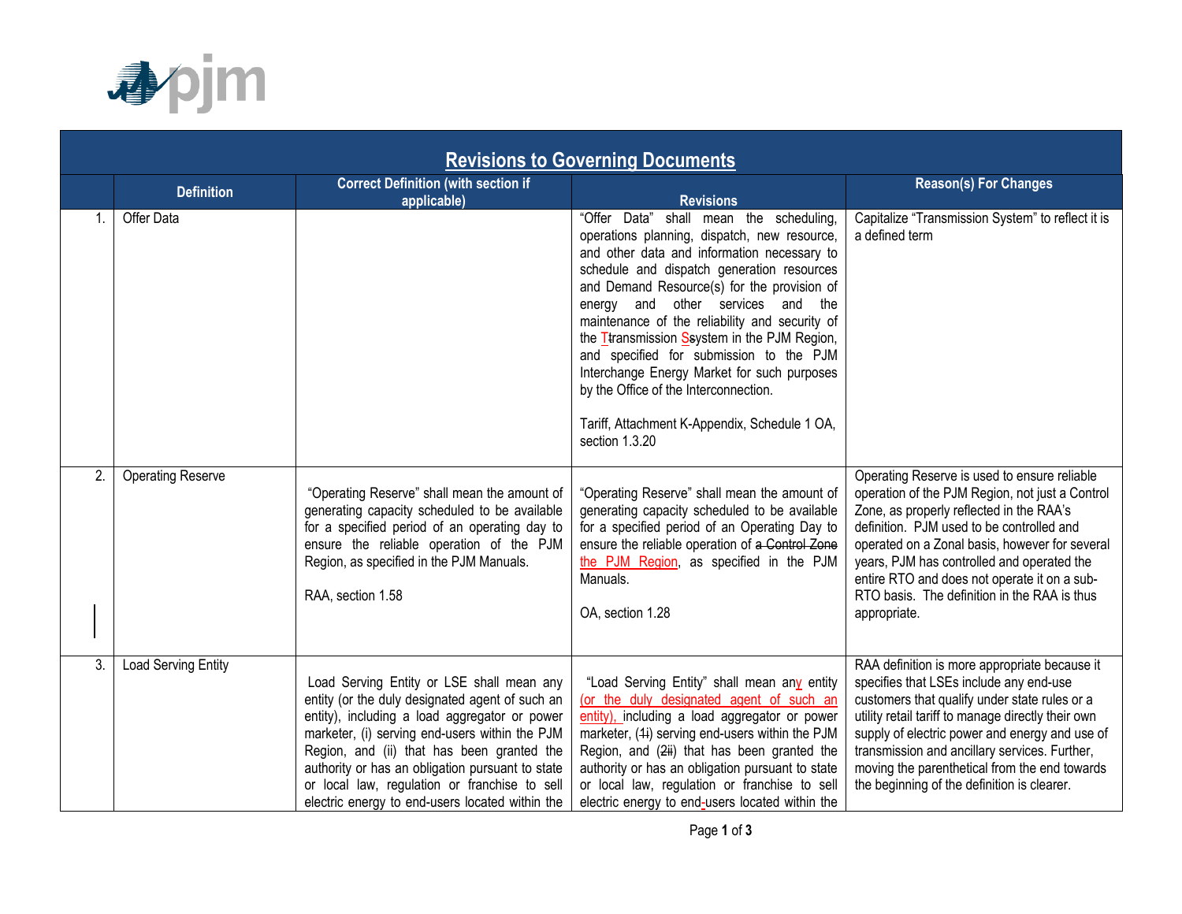# Revisions to Governing Documents

| | Definition | Correct Definition (with section if applicable) | Revisions | Reason(s) For Changes |
|---|---|---|---|---|
| 1. | Offer Data | | "Offer Data" shall mean the scheduling, operations planning, dispatch, new resource, and other data and information necessary to schedule and dispatch generation resources and Demand Resource(s) for the provision of energy and other services and the maintenance of the reliability and security of the Ttransmission Ssystem in the PJM Region, and specified for submission to the PJM Interchange Energy Market for such purposes by the Office of the Interconnection.<br><br>Tariff, Attachment K-Appendix, Schedule 1 OA, section 1.3.20 | Capitalize "Transmission System" to reflect it is a defined term |
| 2. | Operating Reserve | "Operating Reserve" shall mean the amount of generating capacity scheduled to be available for a specified period of an operating day to ensure the reliable operation of the PJM Region, as specified in the PJM Manuals.<br><br>RAA, section 1.58 | "Operating Reserve" shall mean the amount of generating capacity scheduled to be available for a specified period of an Operating Day to ensure the reliable operation of a Control Zone the PJM Region, as specified in the PJM Manuals.<br><br>OA, section 1.28 | Operating Reserve is used to ensure reliable operation of the PJM Region, not just a Control Zone, as properly reflected in the RAA's definition. PJM used to be controlled and operated on a Zonal basis, however for several years, PJM has controlled and operated the entire RTO and does not operate it on a sub-RTO basis. The definition in the RAA is thus appropriate. |
| 3. | Load Serving Entity | Load Serving Entity or LSE shall mean any entity (or the duly designated agent of such an entity), including a load aggregator or power marketer, (i) serving end-users within the PJM Region, and (ii) that has been granted the authority or has an obligation pursuant to state or local law, regulation or franchise to sell electric energy to end-users located within the | "Load Serving Entity" shall mean any entity (or the duly designated agent of such an entity), including a load aggregator or power marketer, (1i) serving end-users within the PJM Region, and (2ii) that has been granted the authority or has an obligation pursuant to state or local law, regulation or franchise to sell electric energy to end-users located within the | RAA definition is more appropriate because it specifies that LSEs include any end-use customers that qualify under state rules or a utility retail tariff to manage directly their own supply of electric power and energy and use of transmission and ancillary services. Further, moving the parenthetical from the end towards the beginning of the definition is clearer. |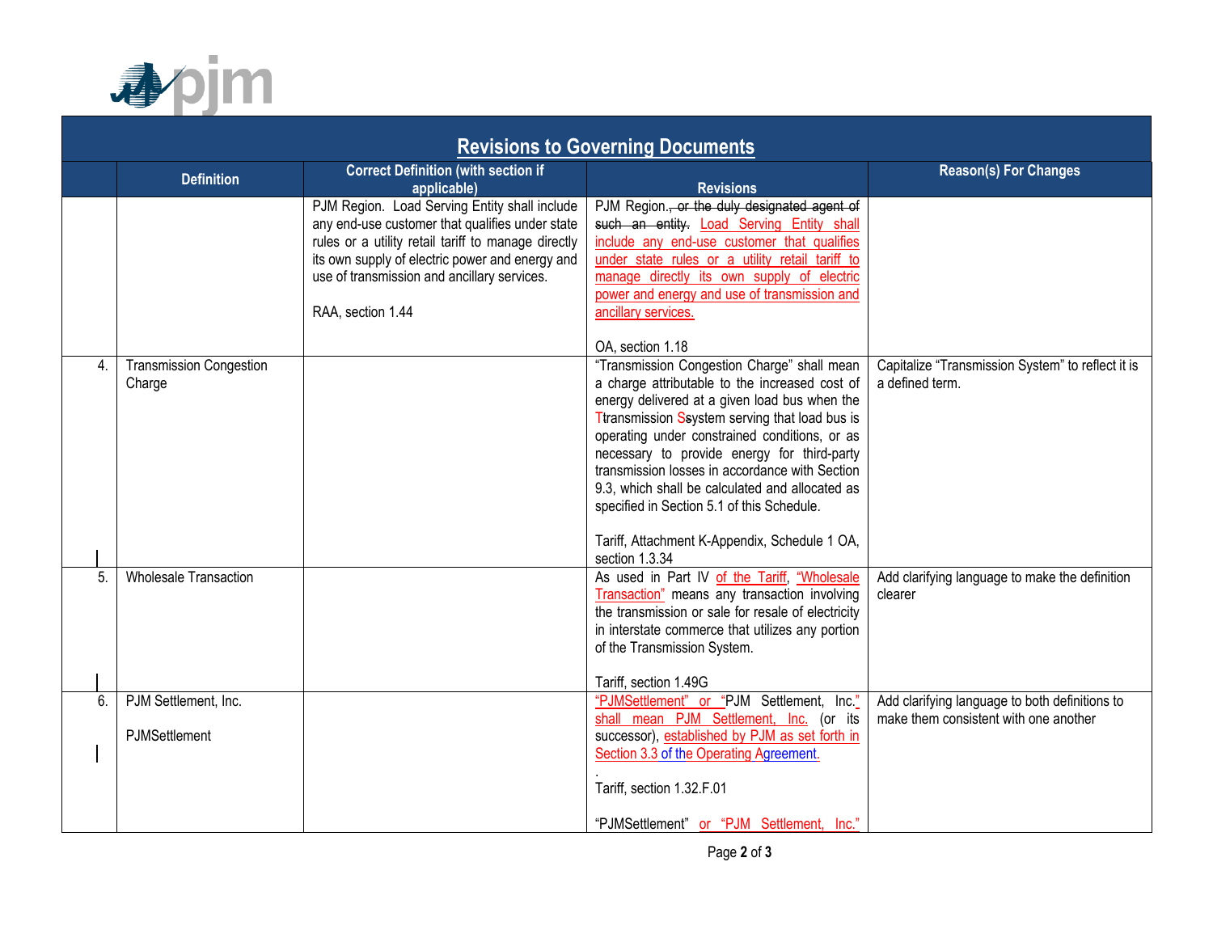## Revisions to Governing Documents

| | Definition | Correct Definition (with section if applicable) | Revisions | Reason(s) For Changes |
|---|---|---|---|---|
| | | PJM Region. Load Serving Entity shall include any end-use customer that qualifies under state rules or a utility retail tariff to manage directly its own supply of electric power and energy and use of transmission and ancillary services.<br><br>RAA, section 1.44 | PJM Region~~, or the duly designated agent of such an entity.~~ Load Serving Entity shall include any end-use customer that qualifies under state rules or a utility retail tariff to manage directly its own supply of electric power and energy and use of transmission and ancillary services.<br><br>OA, section 1.18 | |
| 4. | Transmission Congestion Charge | | "Transmission Congestion Charge" shall mean a charge attributable to the increased cost of energy delivered at a given load bus when the T~~t~~ransmission S~~s~~ystem serving that load bus is operating under constrained conditions, or as necessary to provide energy for third-party transmission losses in accordance with Section 9.3, which shall be calculated and allocated as specified in Section 5.1 of this Schedule.<br><br>Tariff, Attachment K-Appendix, Schedule 1 OA, section 1.3.34 | Capitalize "Transmission System" to reflect it is a defined term. |
| 5. | Wholesale Transaction | | As used in Part IV of the Tariff, "Wholesale Transaction" means any transaction involving the transmission or sale for resale of electricity in interstate commerce that utilizes any portion of the Transmission System.<br><br>Tariff, section 1.49G | Add clarifying language to make the definition clearer |
| 6. | PJM Settlement, Inc.<br><br>PJMSettlement | | "PJMSettlement" or "PJM Settlement, Inc." shall mean PJM Settlement, Inc. (or its successor), established by PJM as set forth in Section 3.3 of the Operating Agreement.<br>.<br>Tariff, section 1.32.F.01<br><br>"PJMSettlement" or "PJM Settlement, Inc." | Add clarifying language to both definitions to make them consistent with one another |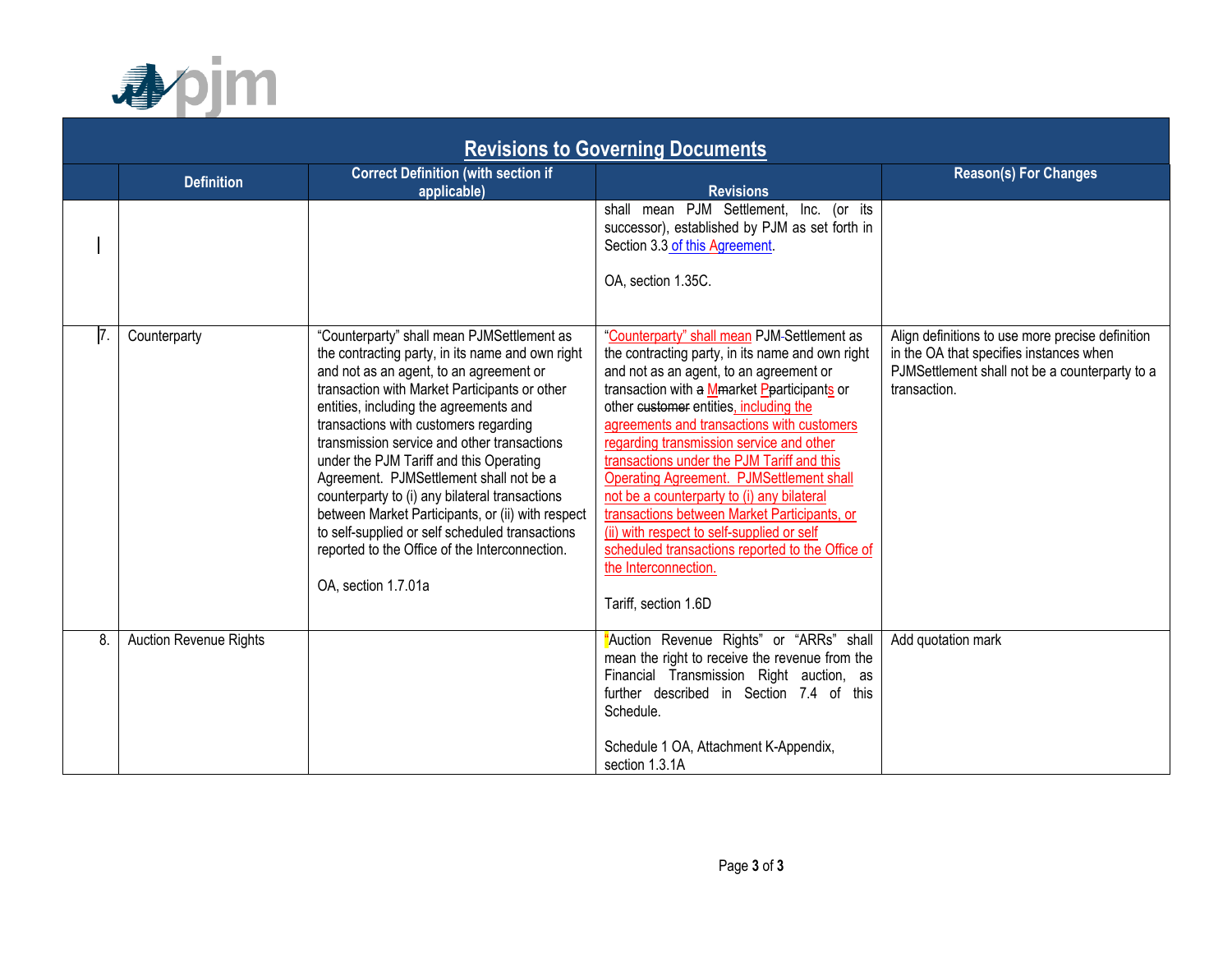## Revisions to Governing Documents

| | Definition | Correct Definition (with section if applicable) | Revisions | Reason(s) For Changes |
|---|---|---|---|---|
| | | | shall mean PJM Settlement, Inc. (or its successor), established by PJM as set forth in Section 3.3 of this Agreement.<br><br>OA, section 1.35C. | |
| 7. | Counterparty | "Counterparty" shall mean PJMSettlement as the contracting party, in its name and own right and not as an agent, to an agreement or transaction with Market Participants or other entities, including the agreements and transactions with customers regarding transmission service and other transactions under the PJM Tariff and this Operating Agreement. PJMSettlement shall not be a counterparty to (i) any bilateral transactions between Market Participants, or (ii) with respect to self-supplied or self scheduled transactions reported to the Office of the Interconnection.<br><br>OA, section 1.7.01a | "Counterparty" shall mean PJM-Settlement as the contracting party, in its name and own right and not as an agent, to an agreement or transaction with a Mmarket Pparticipants or other ~~customer~~ entities, including the agreements and transactions with customers regarding transmission service and other transactions under the PJM Tariff and this Operating Agreement. PJMSettlement shall not be a counterparty to (i) any bilateral transactions between Market Participants, or (ii) with respect to self-supplied or self scheduled transactions reported to the Office of the Interconnection.<br><br>Tariff, section 1.6D | Align definitions to use more precise definition in the OA that specifies instances when PJMSettlement shall not be a counterparty to a transaction. |
| 8. | Auction Revenue Rights | | "Auction Revenue Rights" or "ARRs" shall mean the right to receive the revenue from the Financial Transmission Right auction, as further described in Section 7.4 of this Schedule.<br><br>Schedule 1 OA, Attachment K-Appendix, section 1.3.1A | Add quotation mark |